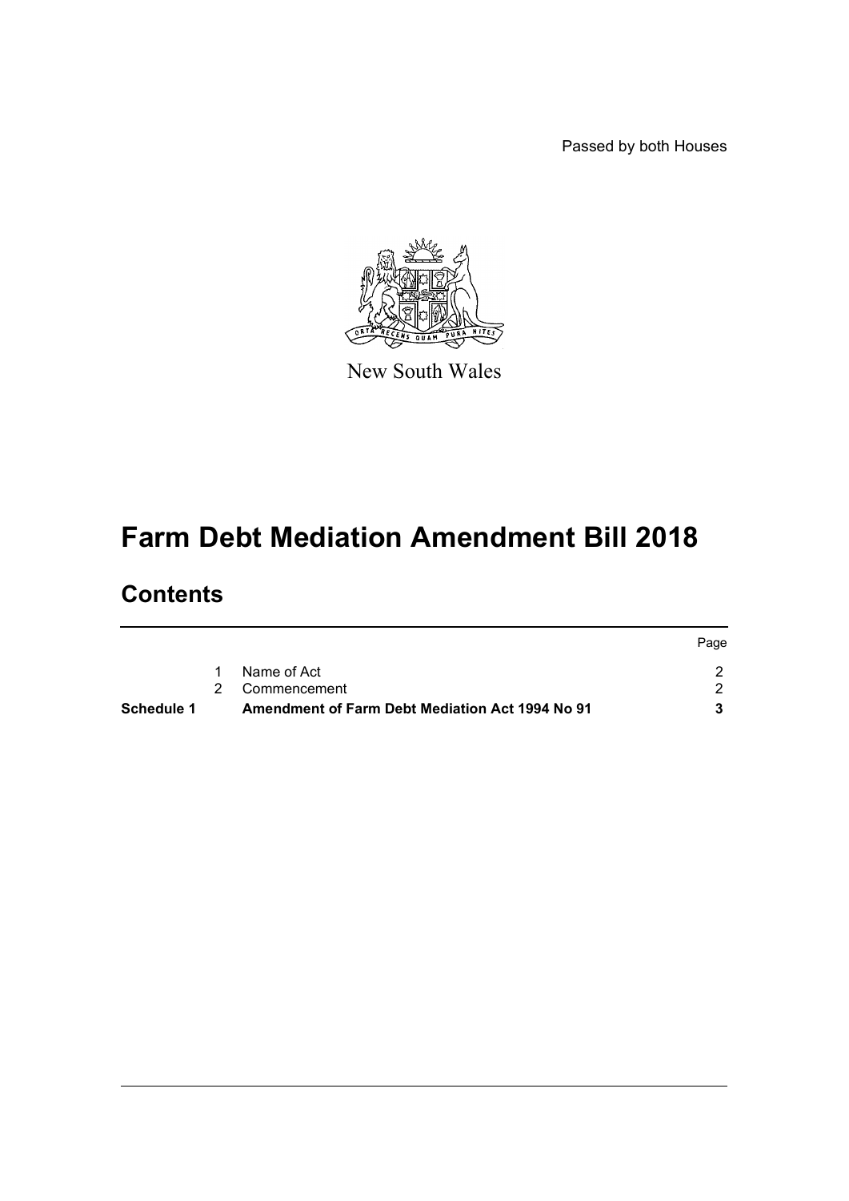Passed by both Houses

New South Wales

# Farm Debt Mediation Amendment Bill 2018

## Contents

| | | | Page |
|---|---|---|---|
| | 1 | Name of Act | 2 |
| | 2 | Commencement | 2 |
| **Schedule 1** | | **Amendment of Farm Debt Mediation Act 1994 No 91** | **3** |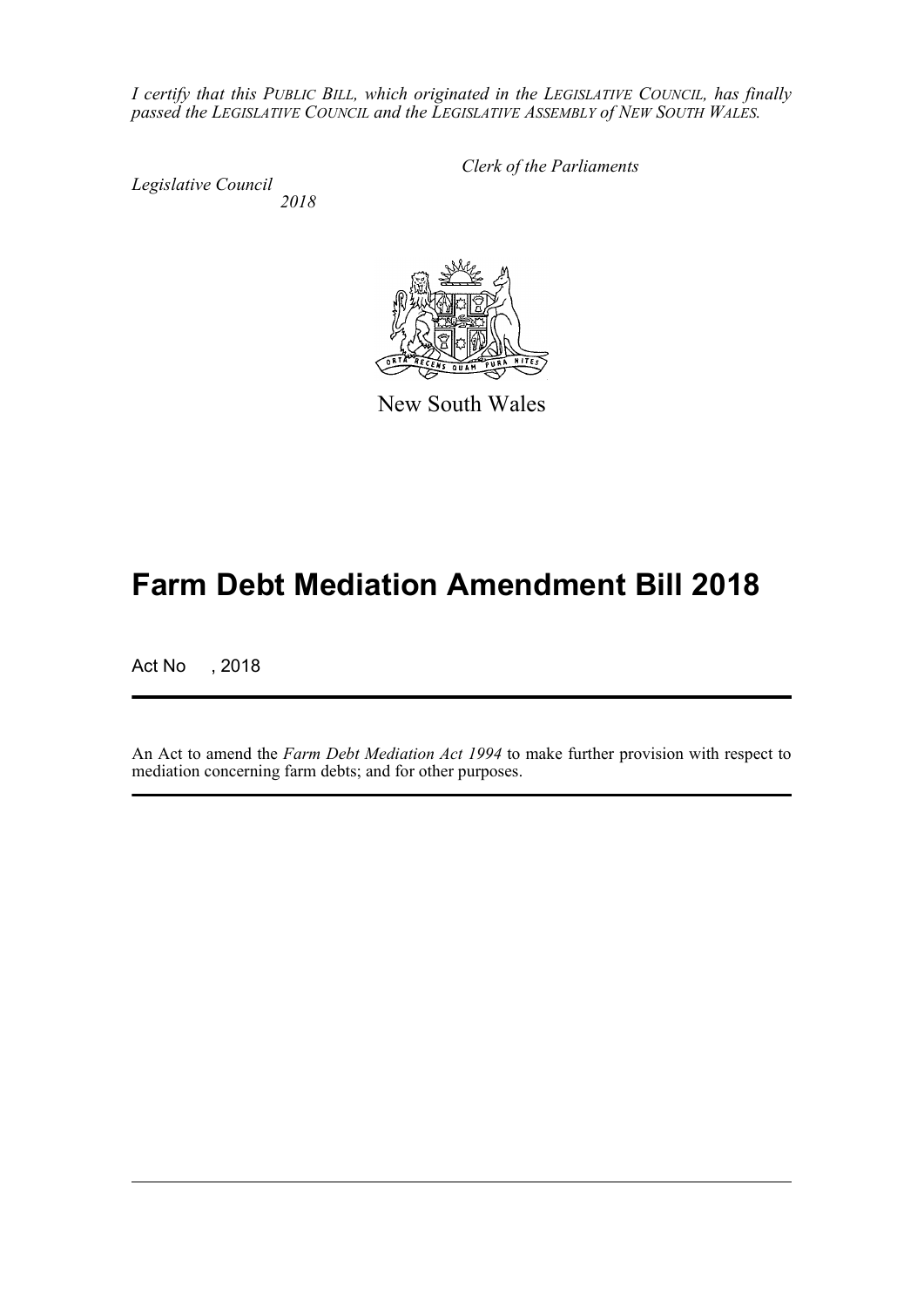*I certify that this PUBLIC BILL, which originated in the LEGISLATIVE COUNCIL, has finally passed the LEGISLATIVE COUNCIL and the LEGISLATIVE ASSEMBLY of NEW SOUTH WALES.*

*Clerk of the Parliaments*

*Legislative Council*
*2018*

New South Wales

# Farm Debt Mediation Amendment Bill 2018

Act No , 2018

An Act to amend the *Farm Debt Mediation Act 1994* to make further provision with respect to mediation concerning farm debts; and for other purposes.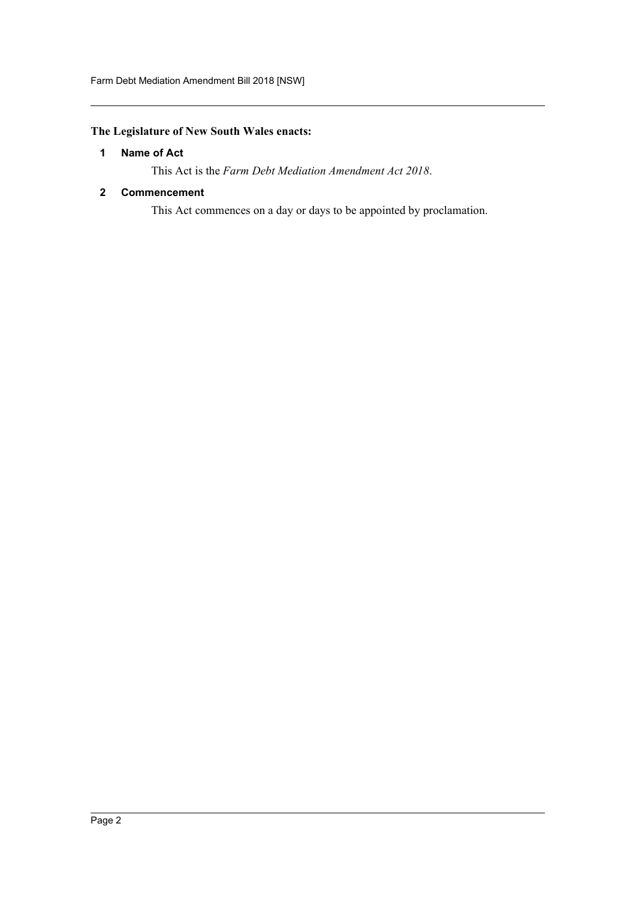**The Legislature of New South Wales enacts:**

### 1 Name of Act

This Act is the *Farm Debt Mediation Amendment Act 2018*.

### 2 Commencement

This Act commences on a day or days to be appointed by proclamation.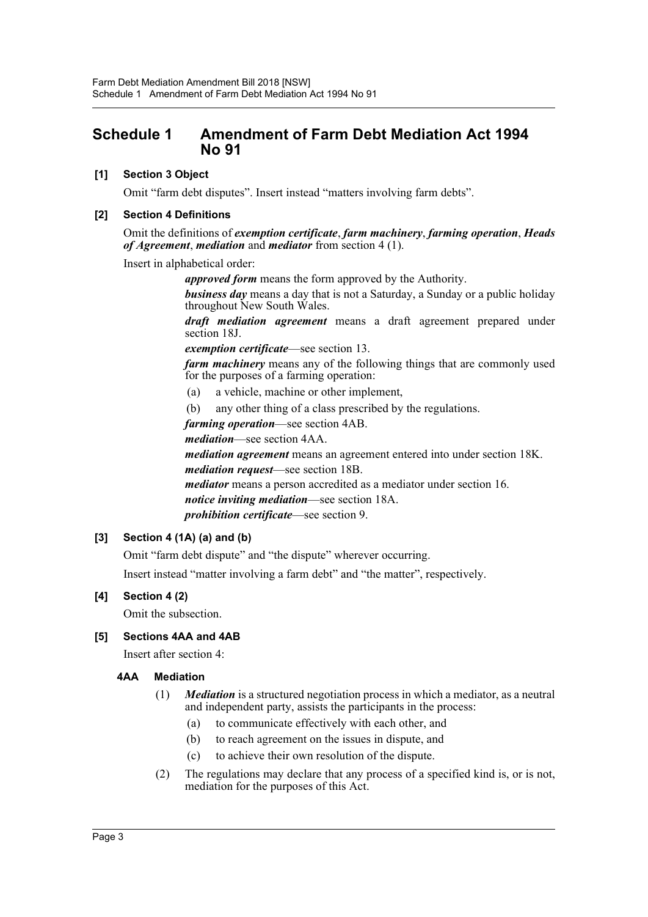# Schedule 1 Amendment of Farm Debt Mediation Act 1994 No 91

**[1] Section 3 Object**

Omit "farm debt disputes". Insert instead "matters involving farm debts".

**[2] Section 4 Definitions**

Omit the definitions of ***exemption certificate***, ***farm machinery***, ***farming operation***, ***Heads of Agreement***, ***mediation*** and ***mediator*** from section 4 (1).

Insert in alphabetical order:

> ***approved form*** means the form approved by the Authority.
>
> ***business day*** means a day that is not a Saturday, a Sunday or a public holiday throughout New South Wales.
>
> ***draft mediation agreement*** means a draft agreement prepared under section 18J.
>
> ***exemption certificate***—see section 13.
>
> ***farm machinery*** means any of the following things that are commonly used for the purposes of a farming operation:
>
> (a) a vehicle, machine or other implement,
>
> (b) any other thing of a class prescribed by the regulations.
>
> ***farming operation***—see section 4AB.
>
> ***mediation***—see section 4AA.
>
> ***mediation agreement*** means an agreement entered into under section 18K.
>
> ***mediation request***—see section 18B.
>
> ***mediator*** means a person accredited as a mediator under section 16.
>
> ***notice inviting mediation***—see section 18A.
>
> ***prohibition certificate***—see section 9.

**[3] Section 4 (1A) (a) and (b)**

Omit "farm debt dispute" and "the dispute" wherever occurring.

Insert instead "matter involving a farm debt" and "the matter", respectively.

**[4] Section 4 (2)**

Omit the subsection.

**[5] Sections 4AA and 4AB**

Insert after section 4:

**4AA Mediation**

(1) ***Mediation*** is a structured negotiation process in which a mediator, as a neutral and independent party, assists the participants in the process:

(a) to communicate effectively with each other, and

(b) to reach agreement on the issues in dispute, and

(c) to achieve their own resolution of the dispute.

(2) The regulations may declare that any process of a specified kind is, or is not, mediation for the purposes of this Act.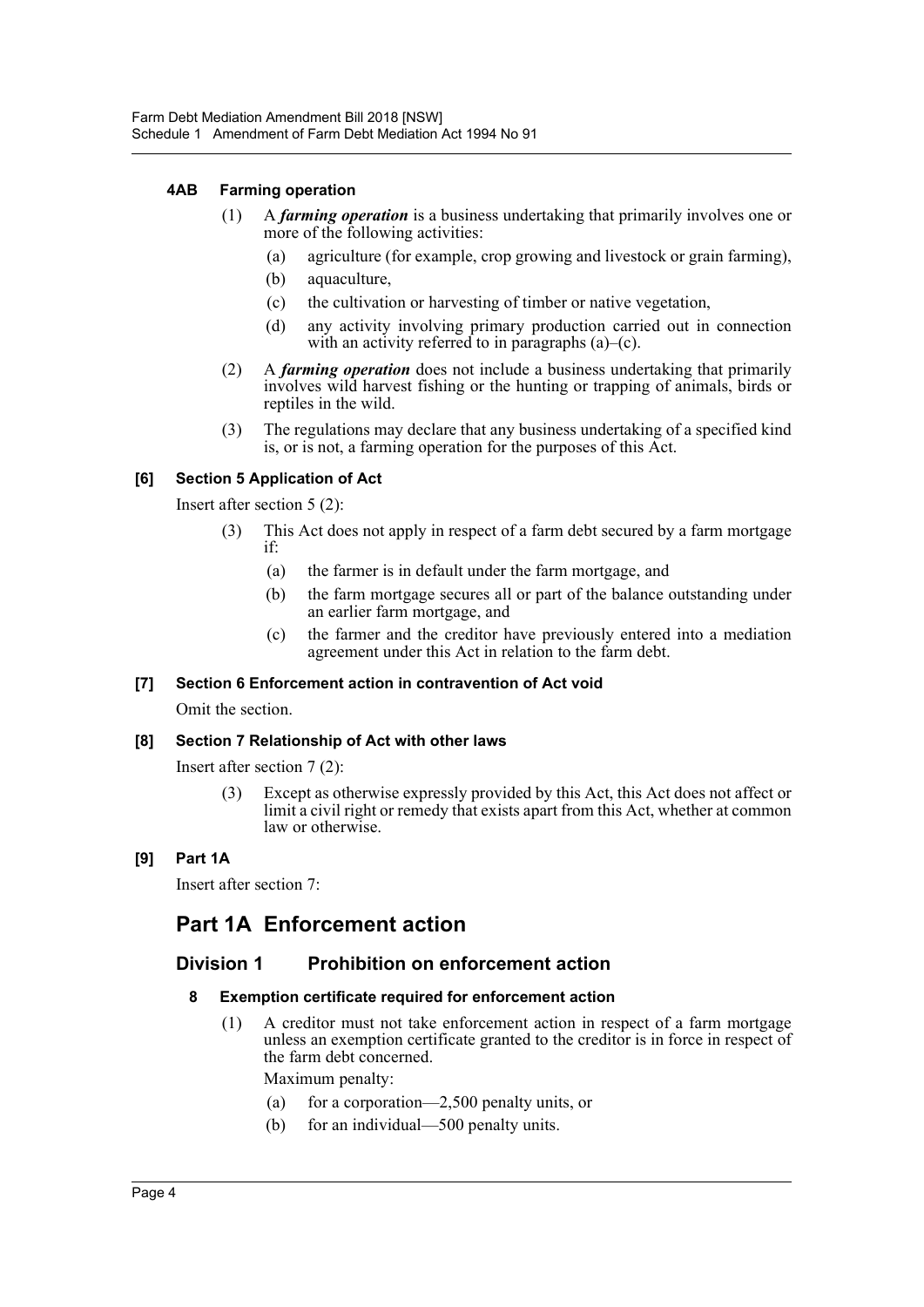#### 4AB Farming operation

(1) A ***farming operation*** is a business undertaking that primarily involves one or more of the following activities:

- (a) agriculture (for example, crop growing and livestock or grain farming),
- (b) aquaculture,
- (c) the cultivation or harvesting of timber or native vegetation,
- (d) any activity involving primary production carried out in connection with an activity referred to in paragraphs (a)–(c).

(2) A ***farming operation*** does not include a business undertaking that primarily involves wild harvest fishing or the hunting or trapping of animals, birds or reptiles in the wild.

(3) The regulations may declare that any business undertaking of a specified kind is, or is not, a farming operation for the purposes of this Act.

### [6] Section 5 Application of Act

Insert after section 5 (2):

(3) This Act does not apply in respect of a farm debt secured by a farm mortgage if:

- (a) the farmer is in default under the farm mortgage, and
- (b) the farm mortgage secures all or part of the balance outstanding under an earlier farm mortgage, and
- (c) the farmer and the creditor have previously entered into a mediation agreement under this Act in relation to the farm debt.

### [7] Section 6 Enforcement action in contravention of Act void

Omit the section.

### [8] Section 7 Relationship of Act with other laws

Insert after section 7 (2):

(3) Except as otherwise expressly provided by this Act, this Act does not affect or limit a civil right or remedy that exists apart from this Act, whether at common law or otherwise.

### [9] Part 1A

Insert after section 7:

## Part 1A Enforcement action

## Division 1 Prohibition on enforcement action

#### 8 Exemption certificate required for enforcement action

(1) A creditor must not take enforcement action in respect of a farm mortgage unless an exemption certificate granted to the creditor is in force in respect of the farm debt concerned.

Maximum penalty:

- (a) for a corporation—2,500 penalty units, or
- (b) for an individual—500 penalty units.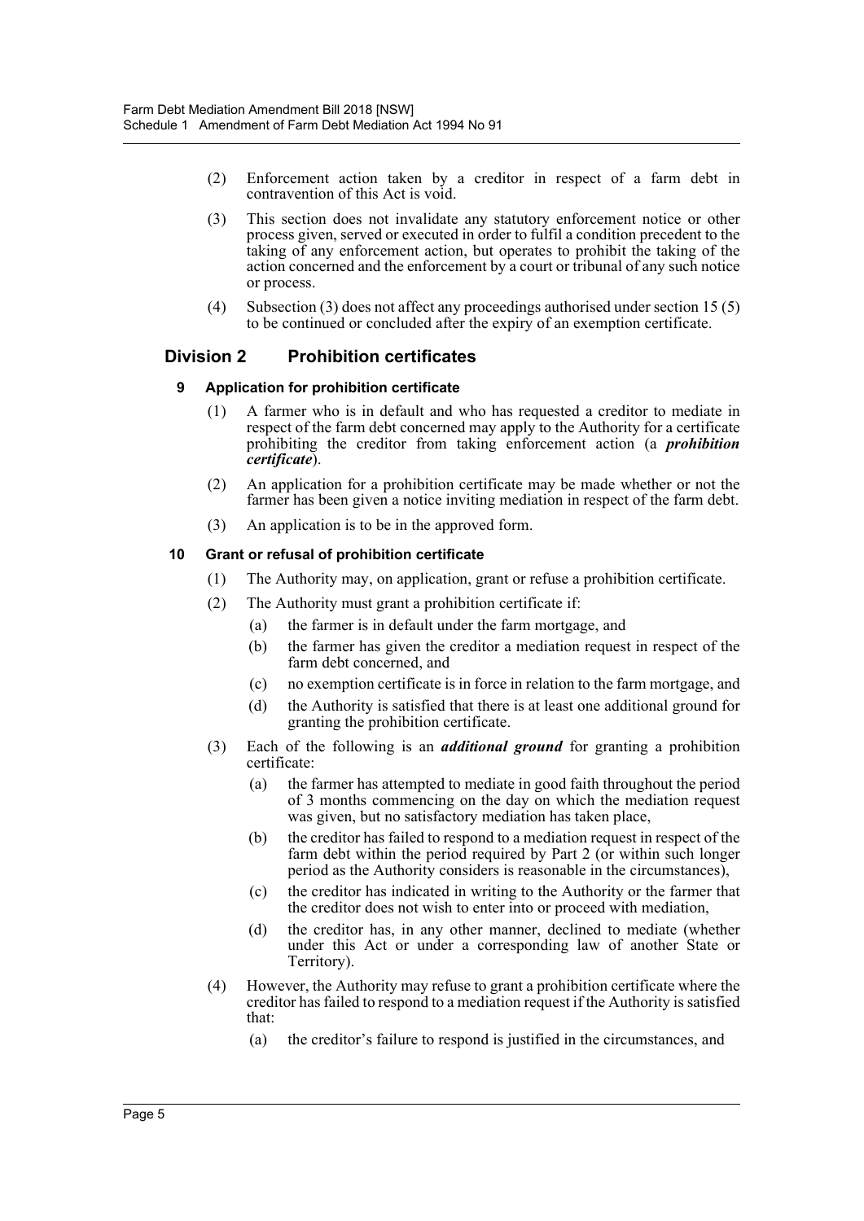(2) Enforcement action taken by a creditor in respect of a farm debt in contravention of this Act is void.

(3) This section does not invalidate any statutory enforcement notice or other process given, served or executed in order to fulfil a condition precedent to the taking of any enforcement action, but operates to prohibit the taking of the action concerned and the enforcement by a court or tribunal of any such notice or process.

(4) Subsection (3) does not affect any proceedings authorised under section 15 (5) to be continued or concluded after the expiry of an exemption certificate.

## Division 2 Prohibition certificates

### 9 Application for prohibition certificate

(1) A farmer who is in default and who has requested a creditor to mediate in respect of the farm debt concerned may apply to the Authority for a certificate prohibiting the creditor from taking enforcement action (a ***prohibition certificate***).

(2) An application for a prohibition certificate may be made whether or not the farmer has been given a notice inviting mediation in respect of the farm debt.

(3) An application is to be in the approved form.

### 10 Grant or refusal of prohibition certificate

(1) The Authority may, on application, grant or refuse a prohibition certificate.

(2) The Authority must grant a prohibition certificate if:

- (a) the farmer is in default under the farm mortgage, and
- (b) the farmer has given the creditor a mediation request in respect of the farm debt concerned, and
- (c) no exemption certificate is in force in relation to the farm mortgage, and
- (d) the Authority is satisfied that there is at least one additional ground for granting the prohibition certificate.

(3) Each of the following is an ***additional ground*** for granting a prohibition certificate:

- (a) the farmer has attempted to mediate in good faith throughout the period of 3 months commencing on the day on which the mediation request was given, but no satisfactory mediation has taken place,
- (b) the creditor has failed to respond to a mediation request in respect of the farm debt within the period required by Part 2 (or within such longer period as the Authority considers is reasonable in the circumstances),
- (c) the creditor has indicated in writing to the Authority or the farmer that the creditor does not wish to enter into or proceed with mediation,
- (d) the creditor has, in any other manner, declined to mediate (whether under this Act or under a corresponding law of another State or Territory).

(4) However, the Authority may refuse to grant a prohibition certificate where the creditor has failed to respond to a mediation request if the Authority is satisfied that:

- (a) the creditor's failure to respond is justified in the circumstances, and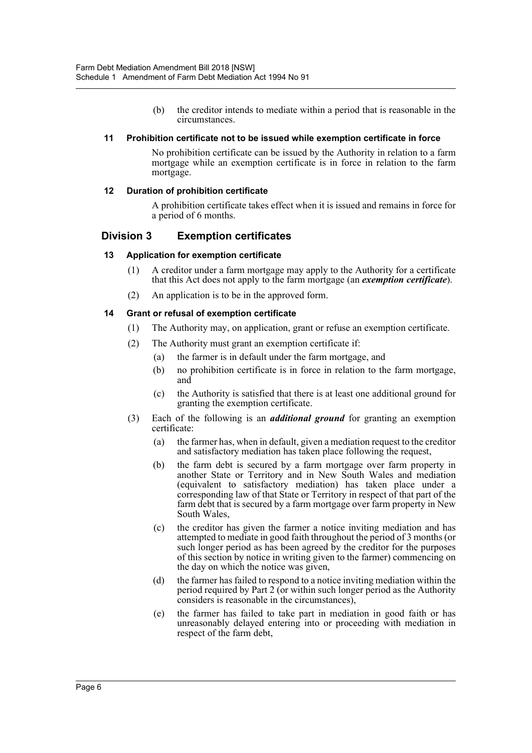(b) the creditor intends to mediate within a period that is reasonable in the circumstances.

#### 11 Prohibition certificate not to be issued while exemption certificate in force

No prohibition certificate can be issued by the Authority in relation to a farm mortgage while an exemption certificate is in force in relation to the farm mortgage.

#### 12 Duration of prohibition certificate

A prohibition certificate takes effect when it is issued and remains in force for a period of 6 months.

### Division 3 Exemption certificates

#### 13 Application for exemption certificate

(1) A creditor under a farm mortgage may apply to the Authority for a certificate that this Act does not apply to the farm mortgage (an ***exemption certificate***).

(2) An application is to be in the approved form.

#### 14 Grant or refusal of exemption certificate

(1) The Authority may, on application, grant or refuse an exemption certificate.

(2) The Authority must grant an exemption certificate if:

(a) the farmer is in default under the farm mortgage, and

(b) no prohibition certificate is in force in relation to the farm mortgage, and

(c) the Authority is satisfied that there is at least one additional ground for granting the exemption certificate.

(3) Each of the following is an ***additional ground*** for granting an exemption certificate:

(a) the farmer has, when in default, given a mediation request to the creditor and satisfactory mediation has taken place following the request,

(b) the farm debt is secured by a farm mortgage over farm property in another State or Territory and in New South Wales and mediation (equivalent to satisfactory mediation) has taken place under a corresponding law of that State or Territory in respect of that part of the farm debt that is secured by a farm mortgage over farm property in New South Wales,

(c) the creditor has given the farmer a notice inviting mediation and has attempted to mediate in good faith throughout the period of 3 months (or such longer period as has been agreed by the creditor for the purposes of this section by notice in writing given to the farmer) commencing on the day on which the notice was given,

(d) the farmer has failed to respond to a notice inviting mediation within the period required by Part 2 (or within such longer period as the Authority considers is reasonable in the circumstances),

(e) the farmer has failed to take part in mediation in good faith or has unreasonably delayed entering into or proceeding with mediation in respect of the farm debt,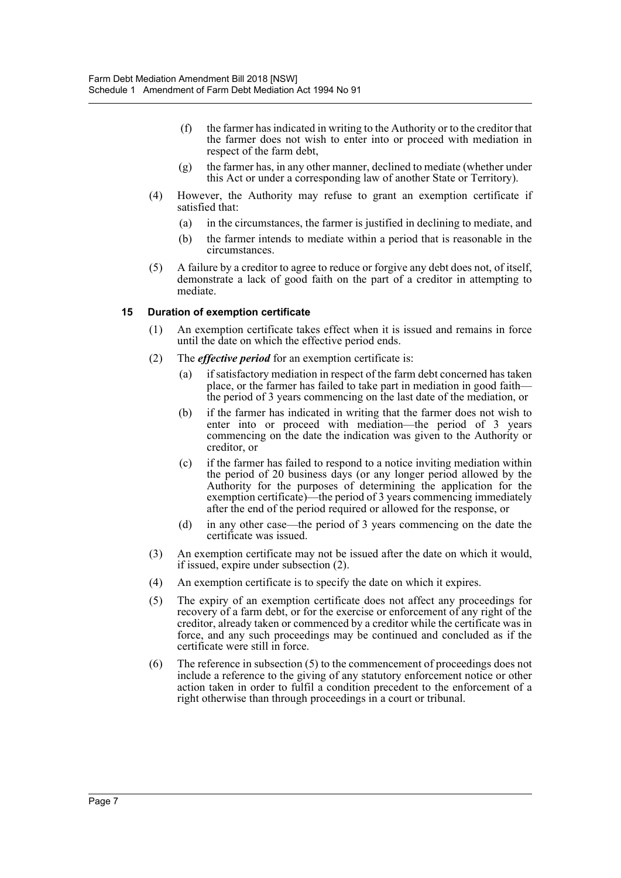(f) the farmer has indicated in writing to the Authority or to the creditor that the farmer does not wish to enter into or proceed with mediation in respect of the farm debt,

(g) the farmer has, in any other manner, declined to mediate (whether under this Act or under a corresponding law of another State or Territory).

(4) However, the Authority may refuse to grant an exemption certificate if satisfied that:

(a) in the circumstances, the farmer is justified in declining to mediate, and

(b) the farmer intends to mediate within a period that is reasonable in the circumstances.

(5) A failure by a creditor to agree to reduce or forgive any debt does not, of itself, demonstrate a lack of good faith on the part of a creditor in attempting to mediate.

### 15 Duration of exemption certificate

(1) An exemption certificate takes effect when it is issued and remains in force until the date on which the effective period ends.

(2) The ***effective period*** for an exemption certificate is:

(a) if satisfactory mediation in respect of the farm debt concerned has taken place, or the farmer has failed to take part in mediation in good faith—the period of 3 years commencing on the last date of the mediation, or

(b) if the farmer has indicated in writing that the farmer does not wish to enter into or proceed with mediation—the period of 3 years commencing on the date the indication was given to the Authority or creditor, or

(c) if the farmer has failed to respond to a notice inviting mediation within the period of 20 business days (or any longer period allowed by the Authority for the purposes of determining the application for the exemption certificate)—the period of 3 years commencing immediately after the end of the period required or allowed for the response, or

(d) in any other case—the period of 3 years commencing on the date the certificate was issued.

(3) An exemption certificate may not be issued after the date on which it would, if issued, expire under subsection (2).

(4) An exemption certificate is to specify the date on which it expires.

(5) The expiry of an exemption certificate does not affect any proceedings for recovery of a farm debt, or for the exercise or enforcement of any right of the creditor, already taken or commenced by a creditor while the certificate was in force, and any such proceedings may be continued and concluded as if the certificate were still in force.

(6) The reference in subsection (5) to the commencement of proceedings does not include a reference to the giving of any statutory enforcement notice or other action taken in order to fulfil a condition precedent to the enforcement of a right otherwise than through proceedings in a court or tribunal.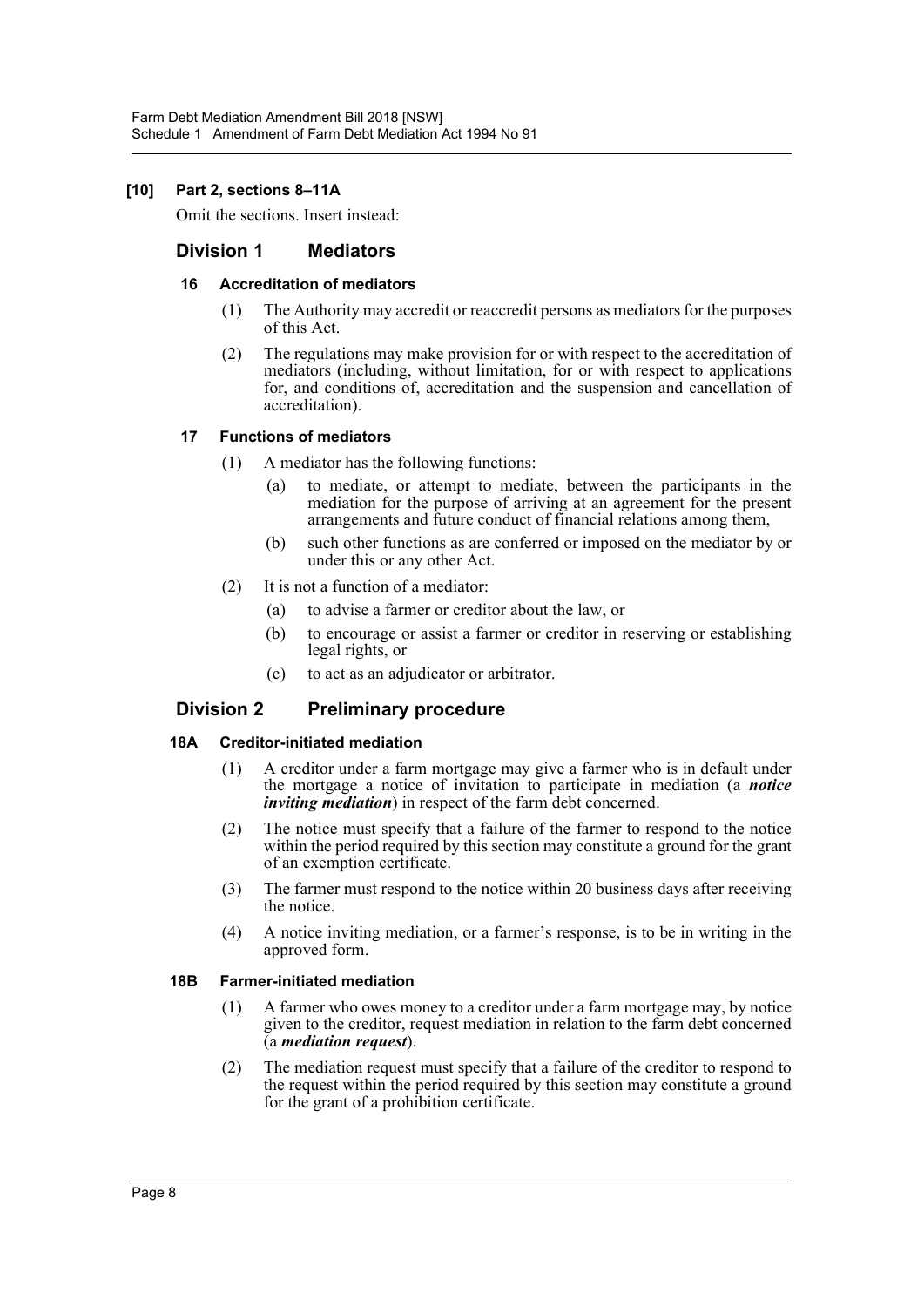**[10] Part 2, sections 8–11A**

Omit the sections. Insert instead:

## Division 1 Mediators

### 16 Accreditation of mediators

(1) The Authority may accredit or reaccredit persons as mediators for the purposes of this Act.

(2) The regulations may make provision for or with respect to the accreditation of mediators (including, without limitation, for or with respect to applications for, and conditions of, accreditation and the suspension and cancellation of accreditation).

### 17 Functions of mediators

(1) A mediator has the following functions:

- (a) to mediate, or attempt to mediate, between the participants in the mediation for the purpose of arriving at an agreement for the present arrangements and future conduct of financial relations among them,
- (b) such other functions as are conferred or imposed on the mediator by or under this or any other Act.

(2) It is not a function of a mediator:

- (a) to advise a farmer or creditor about the law, or
- (b) to encourage or assist a farmer or creditor in reserving or establishing legal rights, or
- (c) to act as an adjudicator or arbitrator.

## Division 2 Preliminary procedure

### 18A Creditor-initiated mediation

(1) A creditor under a farm mortgage may give a farmer who is in default under the mortgage a notice of invitation to participate in mediation (a ***notice inviting mediation***) in respect of the farm debt concerned.

(2) The notice must specify that a failure of the farmer to respond to the notice within the period required by this section may constitute a ground for the grant of an exemption certificate.

(3) The farmer must respond to the notice within 20 business days after receiving the notice.

(4) A notice inviting mediation, or a farmer's response, is to be in writing in the approved form.

### 18B Farmer-initiated mediation

(1) A farmer who owes money to a creditor under a farm mortgage may, by notice given to the creditor, request mediation in relation to the farm debt concerned (a ***mediation request***).

(2) The mediation request must specify that a failure of the creditor to respond to the request within the period required by this section may constitute a ground for the grant of a prohibition certificate.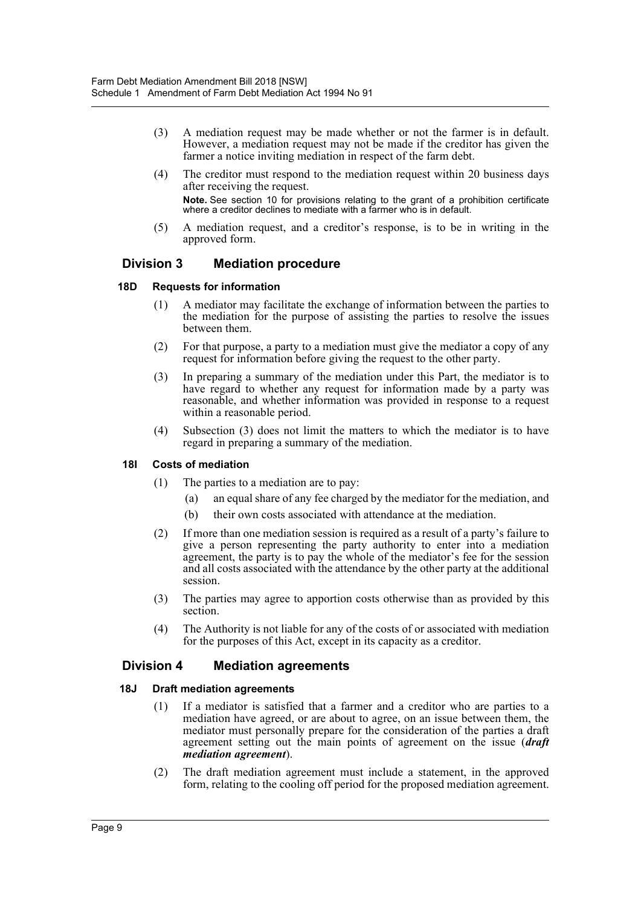(3) A mediation request may be made whether or not the farmer is in default. However, a mediation request may not be made if the creditor has given the farmer a notice inviting mediation in respect of the farm debt.

(4) The creditor must respond to the mediation request within 20 business days after receiving the request.

**Note.** See section 10 for provisions relating to the grant of a prohibition certificate where a creditor declines to mediate with a farmer who is in default.

(5) A mediation request, and a creditor's response, is to be in writing in the approved form.

## Division 3 Mediation procedure

### 18D Requests for information

(1) A mediator may facilitate the exchange of information between the parties to the mediation for the purpose of assisting the parties to resolve the issues between them.

(2) For that purpose, a party to a mediation must give the mediator a copy of any request for information before giving the request to the other party.

(3) In preparing a summary of the mediation under this Part, the mediator is to have regard to whether any request for information made by a party was reasonable, and whether information was provided in response to a request within a reasonable period.

(4) Subsection (3) does not limit the matters to which the mediator is to have regard in preparing a summary of the mediation.

### 18I Costs of mediation

(1) The parties to a mediation are to pay:

(a) an equal share of any fee charged by the mediator for the mediation, and

(b) their own costs associated with attendance at the mediation.

(2) If more than one mediation session is required as a result of a party's failure to give a person representing the party authority to enter into a mediation agreement, the party is to pay the whole of the mediator's fee for the session and all costs associated with the attendance by the other party at the additional session.

(3) The parties may agree to apportion costs otherwise than as provided by this section.

(4) The Authority is not liable for any of the costs of or associated with mediation for the purposes of this Act, except in its capacity as a creditor.

## Division 4 Mediation agreements

### 18J Draft mediation agreements

(1) If a mediator is satisfied that a farmer and a creditor who are parties to a mediation have agreed, or are about to agree, on an issue between them, the mediator must personally prepare for the consideration of the parties a draft agreement setting out the main points of agreement on the issue (***draft mediation agreement***).

(2) The draft mediation agreement must include a statement, in the approved form, relating to the cooling off period for the proposed mediation agreement.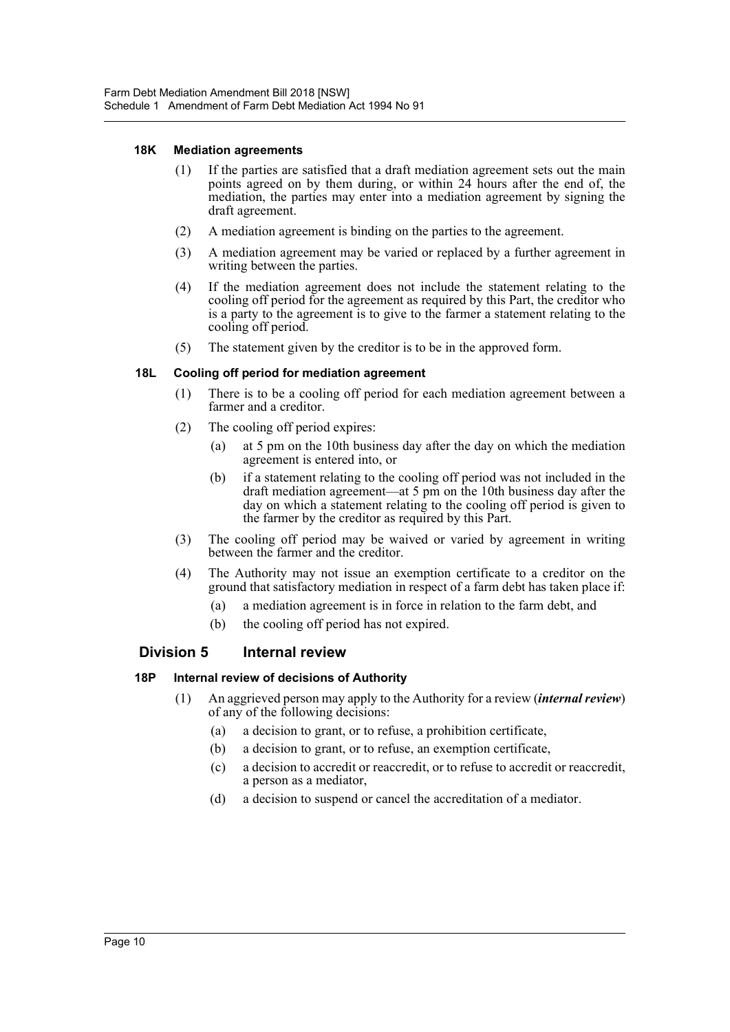### 18K Mediation agreements

(1) If the parties are satisfied that a draft mediation agreement sets out the main points agreed on by them during, or within 24 hours after the end of, the mediation, the parties may enter into a mediation agreement by signing the draft agreement.

(2) A mediation agreement is binding on the parties to the agreement.

(3) A mediation agreement may be varied or replaced by a further agreement in writing between the parties.

(4) If the mediation agreement does not include the statement relating to the cooling off period for the agreement as required by this Part, the creditor who is a party to the agreement is to give to the farmer a statement relating to the cooling off period.

(5) The statement given by the creditor is to be in the approved form.

### 18L Cooling off period for mediation agreement

(1) There is to be a cooling off period for each mediation agreement between a farmer and a creditor.

(2) The cooling off period expires:

- (a) at 5 pm on the 10th business day after the day on which the mediation agreement is entered into, or
- (b) if a statement relating to the cooling off period was not included in the draft mediation agreement—at 5 pm on the 10th business day after the day on which a statement relating to the cooling off period is given to the farmer by the creditor as required by this Part.

(3) The cooling off period may be waived or varied by agreement in writing between the farmer and the creditor.

(4) The Authority may not issue an exemption certificate to a creditor on the ground that satisfactory mediation in respect of a farm debt has taken place if:

- (a) a mediation agreement is in force in relation to the farm debt, and
- (b) the cooling off period has not expired.

## Division 5 Internal review

### 18P Internal review of decisions of Authority

(1) An aggrieved person may apply to the Authority for a review (***internal review***) of any of the following decisions:

- (a) a decision to grant, or to refuse, a prohibition certificate,
- (b) a decision to grant, or to refuse, an exemption certificate,
- (c) a decision to accredit or reaccredit, or to refuse to accredit or reaccredit, a person as a mediator,
- (d) a decision to suspend or cancel the accreditation of a mediator.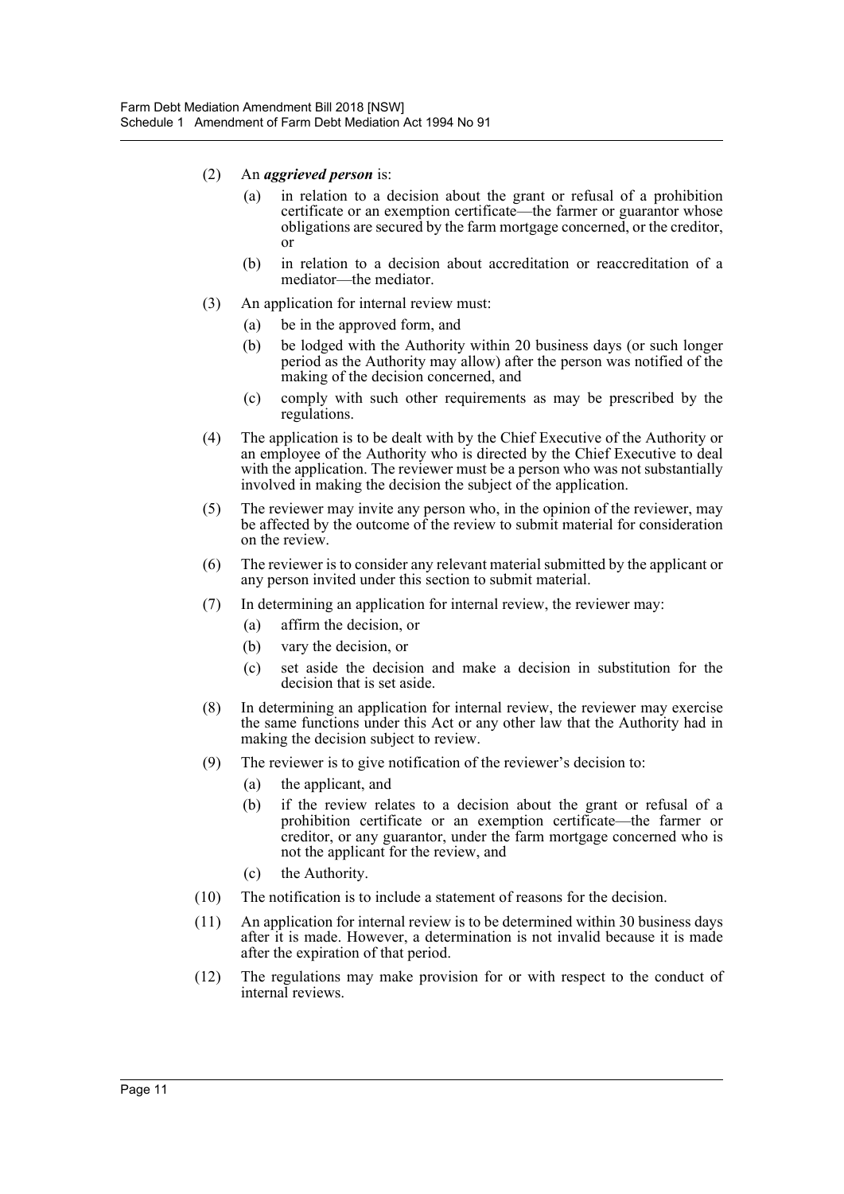(2) An ***aggrieved person*** is:

  (a) in relation to a decision about the grant or refusal of a prohibition certificate or an exemption certificate—the farmer or guarantor whose obligations are secured by the farm mortgage concerned, or the creditor, or

  (b) in relation to a decision about accreditation or reaccreditation of a mediator—the mediator.

(3) An application for internal review must:

  (a) be in the approved form, and

  (b) be lodged with the Authority within 20 business days (or such longer period as the Authority may allow) after the person was notified of the making of the decision concerned, and

  (c) comply with such other requirements as may be prescribed by the regulations.

(4) The application is to be dealt with by the Chief Executive of the Authority or an employee of the Authority who is directed by the Chief Executive to deal with the application. The reviewer must be a person who was not substantially involved in making the decision the subject of the application.

(5) The reviewer may invite any person who, in the opinion of the reviewer, may be affected by the outcome of the review to submit material for consideration on the review.

(6) The reviewer is to consider any relevant material submitted by the applicant or any person invited under this section to submit material.

(7) In determining an application for internal review, the reviewer may:

  (a) affirm the decision, or

  (b) vary the decision, or

  (c) set aside the decision and make a decision in substitution for the decision that is set aside.

(8) In determining an application for internal review, the reviewer may exercise the same functions under this Act or any other law that the Authority had in making the decision subject to review.

(9) The reviewer is to give notification of the reviewer's decision to:

  (a) the applicant, and

  (b) if the review relates to a decision about the grant or refusal of a prohibition certificate or an exemption certificate—the farmer or creditor, or any guarantor, under the farm mortgage concerned who is not the applicant for the review, and

  (c) the Authority.

(10) The notification is to include a statement of reasons for the decision.

(11) An application for internal review is to be determined within 30 business days after it is made. However, a determination is not invalid because it is made after the expiration of that period.

(12) The regulations may make provision for or with respect to the conduct of internal reviews.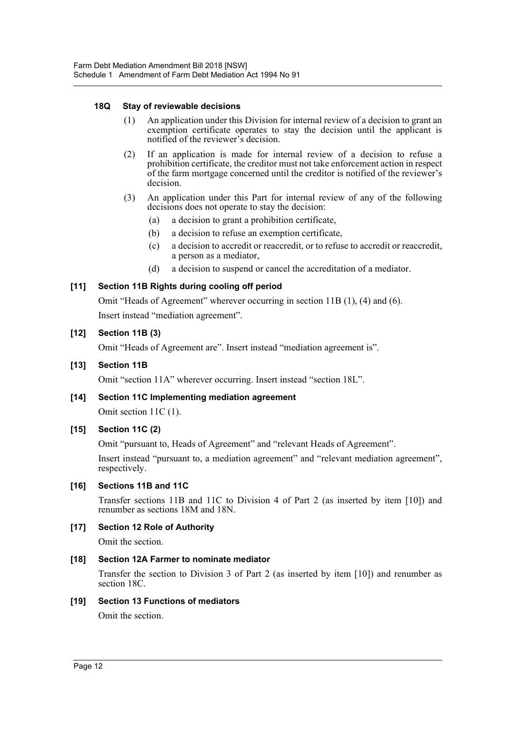#### 18Q Stay of reviewable decisions

(1) An application under this Division for internal review of a decision to grant an exemption certificate operates to stay the decision until the applicant is notified of the reviewer's decision.

(2) If an application is made for internal review of a decision to refuse a prohibition certificate, the creditor must not take enforcement action in respect of the farm mortgage concerned until the creditor is notified of the reviewer's decision.

(3) An application under this Part for internal review of any of the following decisions does not operate to stay the decision:

- (a) a decision to grant a prohibition certificate,
- (b) a decision to refuse an exemption certificate,
- (c) a decision to accredit or reaccredit, or to refuse to accredit or reaccredit, a person as a mediator,
- (d) a decision to suspend or cancel the accreditation of a mediator.

### [11] Section 11B Rights during cooling off period

Omit "Heads of Agreement" wherever occurring in section 11B (1), (4) and (6).

Insert instead "mediation agreement".

### [12] Section 11B (3)

Omit "Heads of Agreement are". Insert instead "mediation agreement is".

### [13] Section 11B

Omit "section 11A" wherever occurring. Insert instead "section 18L".

### [14] Section 11C Implementing mediation agreement

Omit section 11C (1).

### [15] Section 11C (2)

Omit "pursuant to, Heads of Agreement" and "relevant Heads of Agreement".

Insert instead "pursuant to, a mediation agreement" and "relevant mediation agreement", respectively.

### [16] Sections 11B and 11C

Transfer sections 11B and 11C to Division 4 of Part 2 (as inserted by item [10]) and renumber as sections 18M and 18N.

### [17] Section 12 Role of Authority

Omit the section.

### [18] Section 12A Farmer to nominate mediator

Transfer the section to Division 3 of Part 2 (as inserted by item [10]) and renumber as section 18C.

### [19] Section 13 Functions of mediators

Omit the section.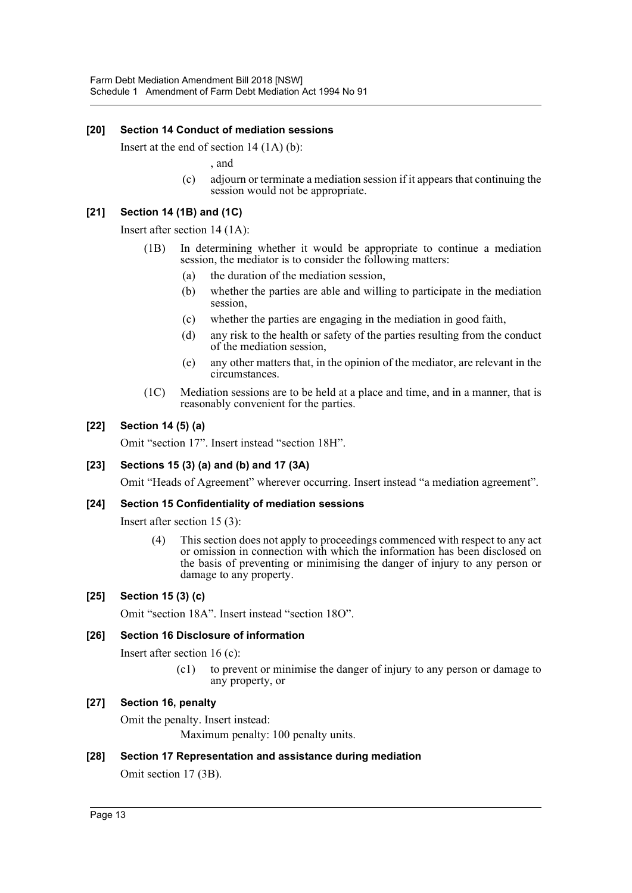**[20] Section 14 Conduct of mediation sessions**

Insert at the end of section 14 (1A) (b):

, and

(c) adjourn or terminate a mediation session if it appears that continuing the session would not be appropriate.

**[21] Section 14 (1B) and (1C)**

Insert after section 14 (1A):

(1B) In determining whether it would be appropriate to continue a mediation session, the mediator is to consider the following matters:

(a) the duration of the mediation session,

(b) whether the parties are able and willing to participate in the mediation session,

(c) whether the parties are engaging in the mediation in good faith,

(d) any risk to the health or safety of the parties resulting from the conduct of the mediation session,

(e) any other matters that, in the opinion of the mediator, are relevant in the circumstances.

(1C) Mediation sessions are to be held at a place and time, and in a manner, that is reasonably convenient for the parties.

**[22] Section 14 (5) (a)**

Omit "section 17". Insert instead "section 18H".

**[23] Sections 15 (3) (a) and (b) and 17 (3A)**

Omit "Heads of Agreement" wherever occurring. Insert instead "a mediation agreement".

**[24] Section 15 Confidentiality of mediation sessions**

Insert after section 15 (3):

(4) This section does not apply to proceedings commenced with respect to any act or omission in connection with which the information has been disclosed on the basis of preventing or minimising the danger of injury to any person or damage to any property.

**[25] Section 15 (3) (c)**

Omit "section 18A". Insert instead "section 18O".

**[26] Section 16 Disclosure of information**

Insert after section 16 (c):

(c1) to prevent or minimise the danger of injury to any person or damage to any property, or

**[27] Section 16, penalty**

Omit the penalty. Insert instead:

Maximum penalty: 100 penalty units.

**[28] Section 17 Representation and assistance during mediation**

Omit section 17 (3B).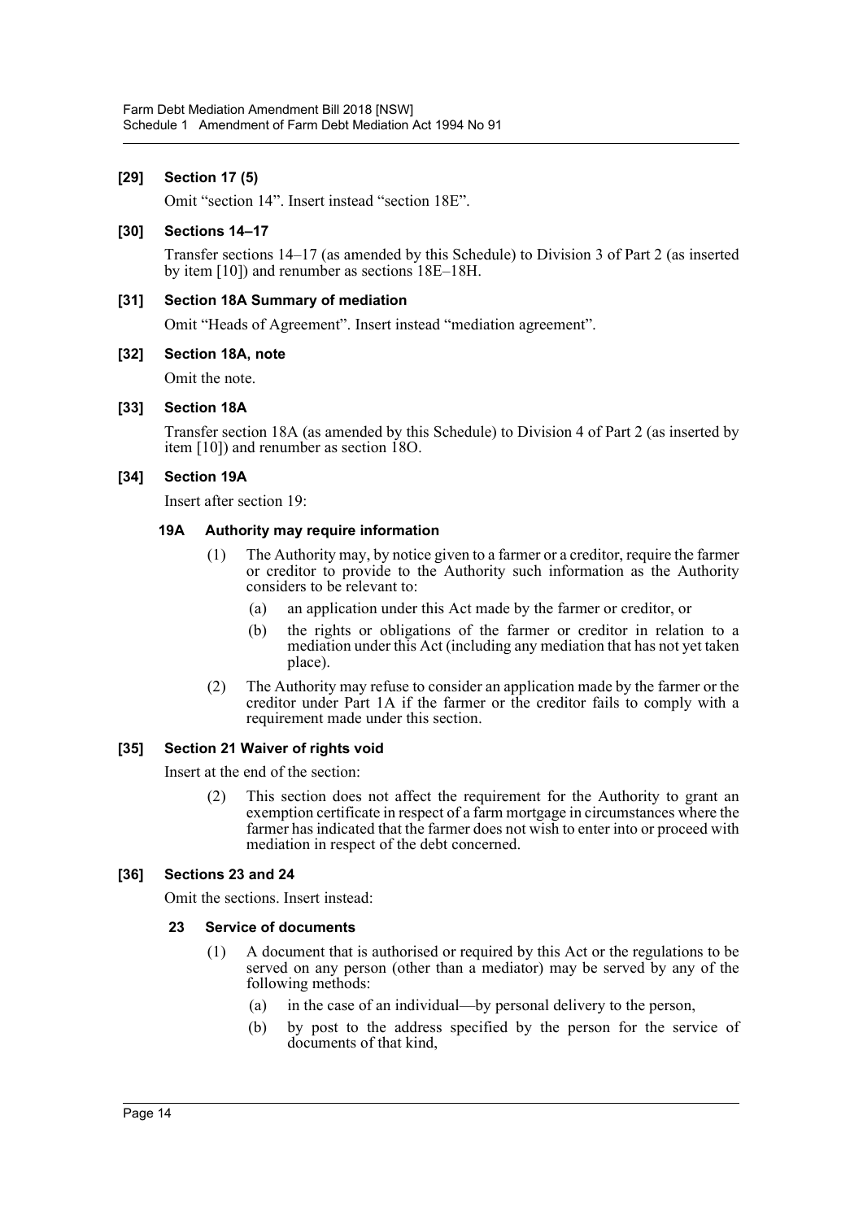### [29] Section 17 (5)

Omit "section 14". Insert instead "section 18E".

### [30] Sections 14–17

Transfer sections 14–17 (as amended by this Schedule) to Division 3 of Part 2 (as inserted by item [10]) and renumber as sections 18E–18H.

### [31] Section 18A Summary of mediation

Omit "Heads of Agreement". Insert instead "mediation agreement".

### [32] Section 18A, note

Omit the note.

### [33] Section 18A

Transfer section 18A (as amended by this Schedule) to Division 4 of Part 2 (as inserted by item [10]) and renumber as section 18O.

### [34] Section 19A

Insert after section 19:

#### 19A Authority may require information

(1) The Authority may, by notice given to a farmer or a creditor, require the farmer or creditor to provide to the Authority such information as the Authority considers to be relevant to:

- (a) an application under this Act made by the farmer or creditor, or
- (b) the rights or obligations of the farmer or creditor in relation to a mediation under this Act (including any mediation that has not yet taken place).

(2) The Authority may refuse to consider an application made by the farmer or the creditor under Part 1A if the farmer or the creditor fails to comply with a requirement made under this section.

### [35] Section 21 Waiver of rights void

Insert at the end of the section:

(2) This section does not affect the requirement for the Authority to grant an exemption certificate in respect of a farm mortgage in circumstances where the farmer has indicated that the farmer does not wish to enter into or proceed with mediation in respect of the debt concerned.

### [36] Sections 23 and 24

Omit the sections. Insert instead:

#### 23 Service of documents

(1) A document that is authorised or required by this Act or the regulations to be served on any person (other than a mediator) may be served by any of the following methods:

- (a) in the case of an individual—by personal delivery to the person,
- (b) by post to the address specified by the person for the service of documents of that kind,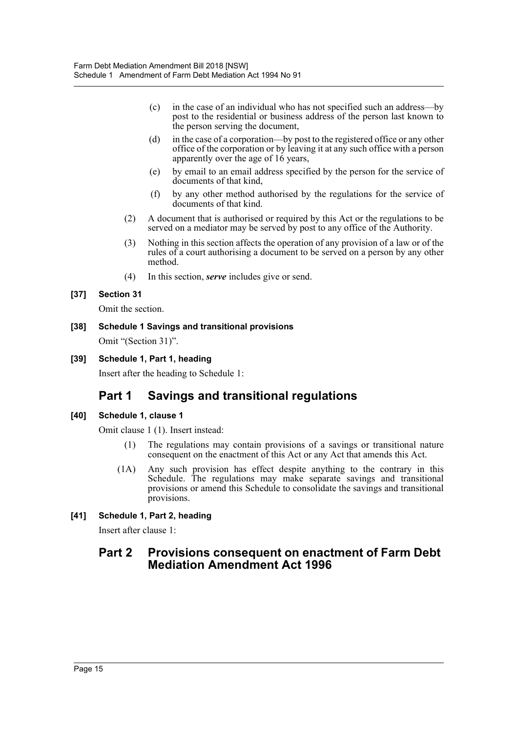(c) in the case of an individual who has not specified such an address—by post to the residential or business address of the person last known to the person serving the document,

(d) in the case of a corporation—by post to the registered office or any other office of the corporation or by leaving it at any such office with a person apparently over the age of 16 years,

(e) by email to an email address specified by the person for the service of documents of that kind,

(f) by any other method authorised by the regulations for the service of documents of that kind.

(2) A document that is authorised or required by this Act or the regulations to be served on a mediator may be served by post to any office of the Authority.

(3) Nothing in this section affects the operation of any provision of a law or of the rules of a court authorising a document to be served on a person by any other method.

(4) In this section, ***serve*** includes give or send.

**[37] Section 31**

Omit the section.

**[38] Schedule 1 Savings and transitional provisions**

Omit "(Section 31)".

**[39] Schedule 1, Part 1, heading**

Insert after the heading to Schedule 1:

## Part 1 Savings and transitional regulations

**[40] Schedule 1, clause 1**

Omit clause 1 (1). Insert instead:

(1) The regulations may contain provisions of a savings or transitional nature consequent on the enactment of this Act or any Act that amends this Act.

(1A) Any such provision has effect despite anything to the contrary in this Schedule. The regulations may make separate savings and transitional provisions or amend this Schedule to consolidate the savings and transitional provisions.

**[41] Schedule 1, Part 2, heading**

Insert after clause 1:

## Part 2 Provisions consequent on enactment of Farm Debt Mediation Amendment Act 1996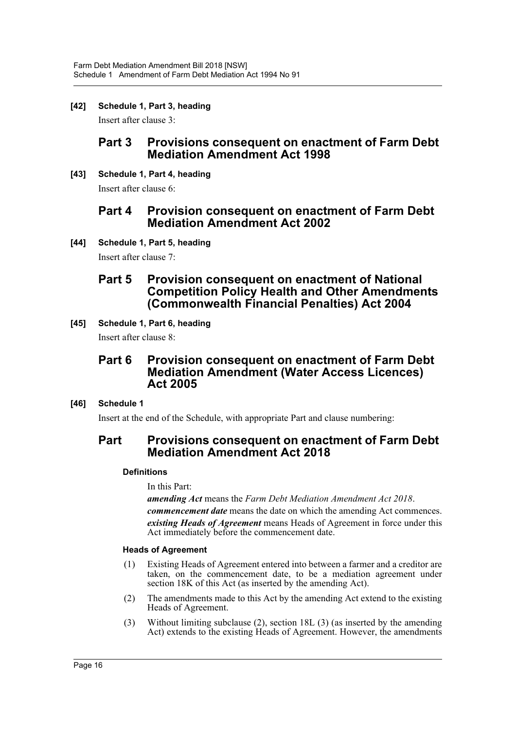**[42] Schedule 1, Part 3, heading**

Insert after clause 3:

## Part 3 Provisions consequent on enactment of Farm Debt Mediation Amendment Act 1998

**[43] Schedule 1, Part 4, heading**

Insert after clause 6:

## Part 4 Provision consequent on enactment of Farm Debt Mediation Amendment Act 2002

**[44] Schedule 1, Part 5, heading**

Insert after clause 7:

## Part 5 Provision consequent on enactment of National Competition Policy Health and Other Amendments (Commonwealth Financial Penalties) Act 2004

**[45] Schedule 1, Part 6, heading**

Insert after clause 8:

## Part 6 Provision consequent on enactment of Farm Debt Mediation Amendment (Water Access Licences) Act 2005

**[46] Schedule 1**

Insert at the end of the Schedule, with appropriate Part and clause numbering:

## Part Provisions consequent on enactment of Farm Debt Mediation Amendment Act 2018

**Definitions**

In this Part:

***amending Act*** means the *Farm Debt Mediation Amendment Act 2018*.

***commencement date*** means the date on which the amending Act commences.

***existing Heads of Agreement*** means Heads of Agreement in force under this Act immediately before the commencement date.

**Heads of Agreement**

(1) Existing Heads of Agreement entered into between a farmer and a creditor are taken, on the commencement date, to be a mediation agreement under section 18K of this Act (as inserted by the amending Act).

(2) The amendments made to this Act by the amending Act extend to the existing Heads of Agreement.

(3) Without limiting subclause (2), section 18L (3) (as inserted by the amending Act) extends to the existing Heads of Agreement. However, the amendments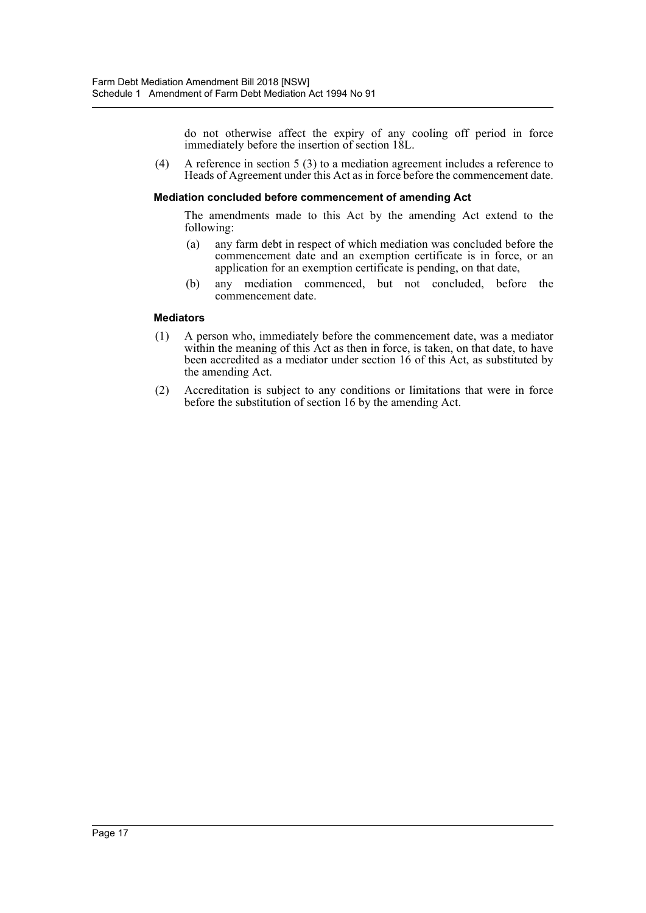do not otherwise affect the expiry of any cooling off period in force immediately before the insertion of section 18L.

(4) A reference in section 5 (3) to a mediation agreement includes a reference to Heads of Agreement under this Act as in force before the commencement date.

#### Mediation concluded before commencement of amending Act

The amendments made to this Act by the amending Act extend to the following:

(a) any farm debt in respect of which mediation was concluded before the commencement date and an exemption certificate is in force, or an application for an exemption certificate is pending, on that date,

(b) any mediation commenced, but not concluded, before the commencement date.

#### Mediators

(1) A person who, immediately before the commencement date, was a mediator within the meaning of this Act as then in force, is taken, on that date, to have been accredited as a mediator under section 16 of this Act, as substituted by the amending Act.

(2) Accreditation is subject to any conditions or limitations that were in force before the substitution of section 16 by the amending Act.